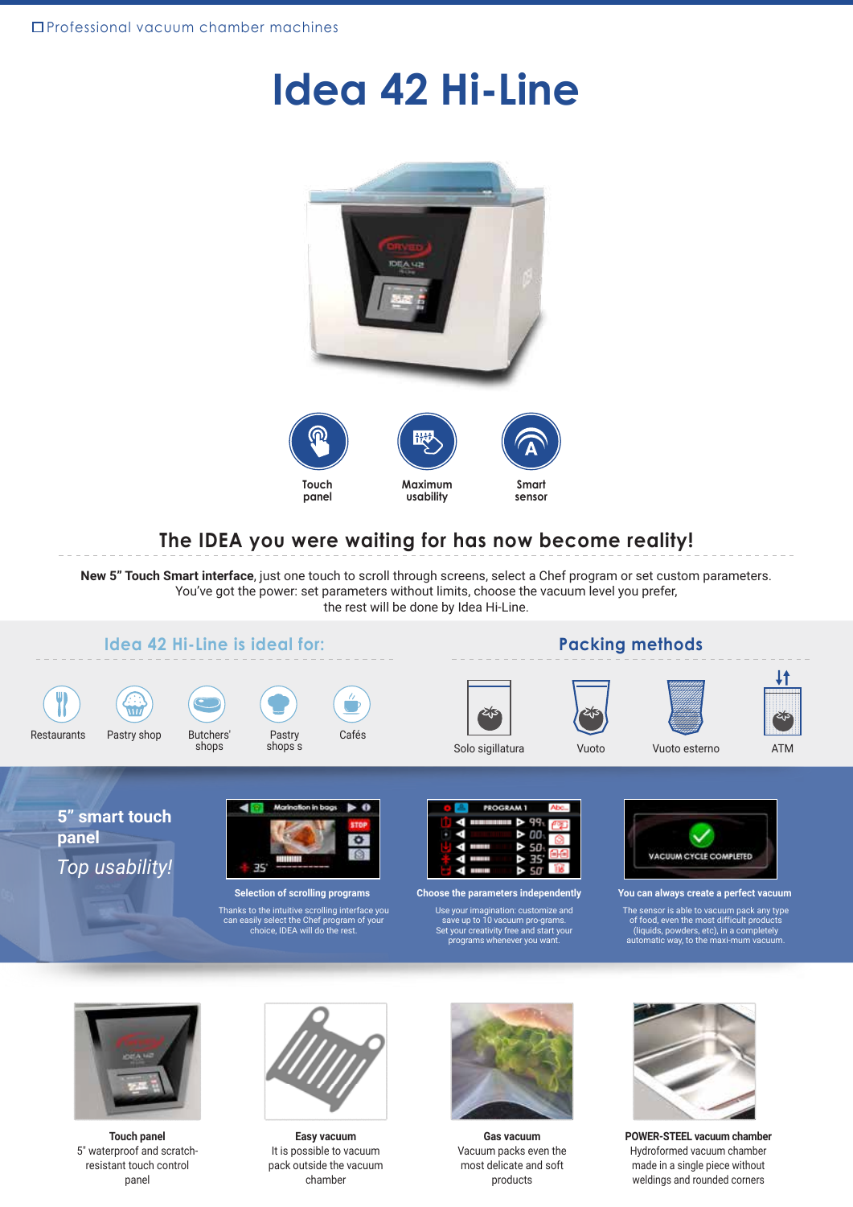Professional vacuum chamber machines

# Idea 42 Hi-Line

Touch panel

Maximum usability

Smart sensor

## The IDEA you were waiting for has now become reality!

**New 5" Touch Smart interface**, just one touch to scroll through screens, select a Chef program or set custom parameters. You've got the power: set parameters without limits, choose the vacuum level you prefer, the rest will be done by Idea Hi-Line.

### Idea 42 Hi-Line is ideal for:

- Restaurants
- Pastry shop
- Butchers' shops
- Pastry shops s
- Cafés

### Packing methods

- Solo sigillatura
- Vuoto
- Vuoto esterno
- ATM

## 5" smart touch panel

*Top usability!*

**Selection of scrolling programs**

Thanks to the intuitive scrolling interface you can easily select the Chef program of your choice, IDEA will do the rest.

**Choose the parameters independently**

Use your imagination: customize and save up to 10 vacuum pro-grams. Set your creativity free and start your programs whenever you want.

**You can always create a perfect vacuum**

The sensor is able to vacuum pack any type of food, even the most difficult products (liquids, powders, etc), in a completely automatic way, to the maxi-mum vacuum.

**Touch panel**
5" waterproof and scratch-resistant touch control panel

**Easy vacuum**
It is possible to vacuum pack outside the vacuum chamber

**Gas vacuum**
Vacuum packs even the most delicate and soft products

**POWER-STEEL vacuum chamber**
Hydroformed vacuum chamber made in a single piece without weldings and rounded corners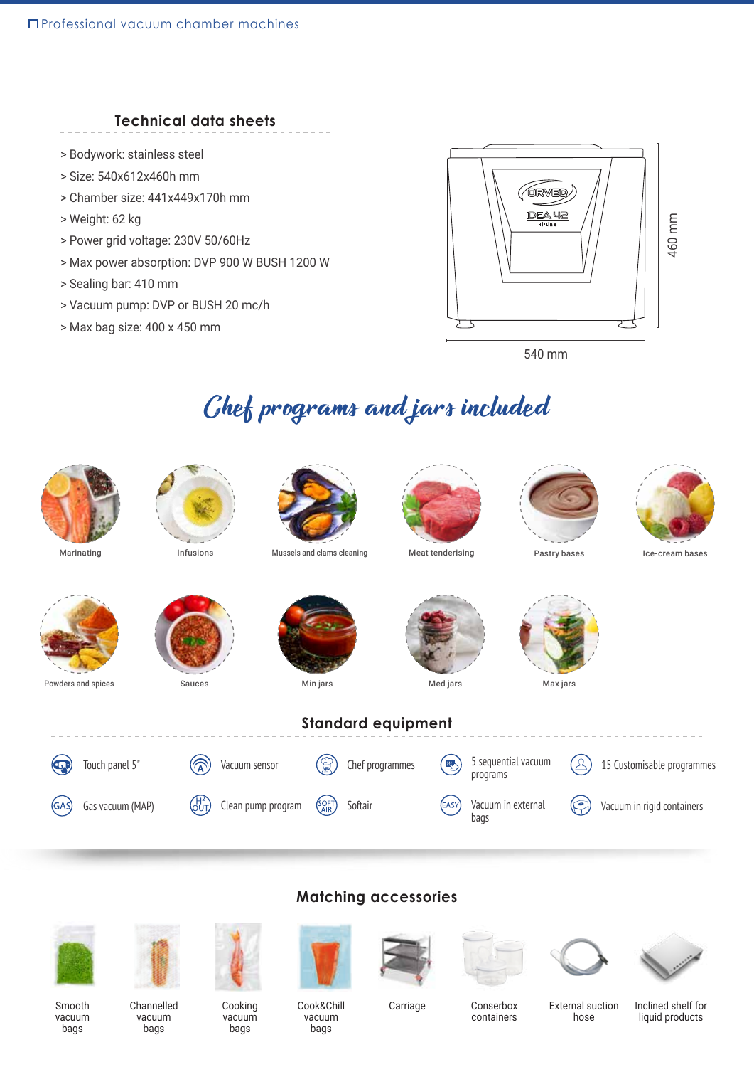Professional vacuum chamber machines

## Technical data sheets

- > Bodywork: stainless steel
- > Size: 540x612x460h mm
- > Chamber size: 441x449x170h mm
- > Weight: 62 kg
- > Power grid voltage: 230V 50/60Hz
- > Max power absorption: DVP 900 W BUSH 1200 W
- > Sealing bar: 410 mm
- > Vacuum pump: DVP or BUSH 20 mc/h
- > Max bag size: 400 x 450 mm

460 mm

540 mm

## *Chef programs and jars included*

Marinating

Infusions

Mussels and clams cleaning

Meat tenderising

Pastry bases

Ice-cream bases

Powders and spices

Sauces

Min jars

Med jars

Max jars

## Standard equipment

Touch panel 5"

Vacuum sensor

Chef programmes

5 sequential vacuum programs

15 Customisable programmes

Gas vacuum (MAP)

Clean pump program

Softair

Vacuum in external bags

Vacuum in rigid containers

## Matching accessories

Smooth vacuum bags

Channelled vacuum bags

Cooking vacuum bags

Cook&Chill vacuum bags

Carriage

Conserbox containers

External suction hose

Inclined shelf for liquid products